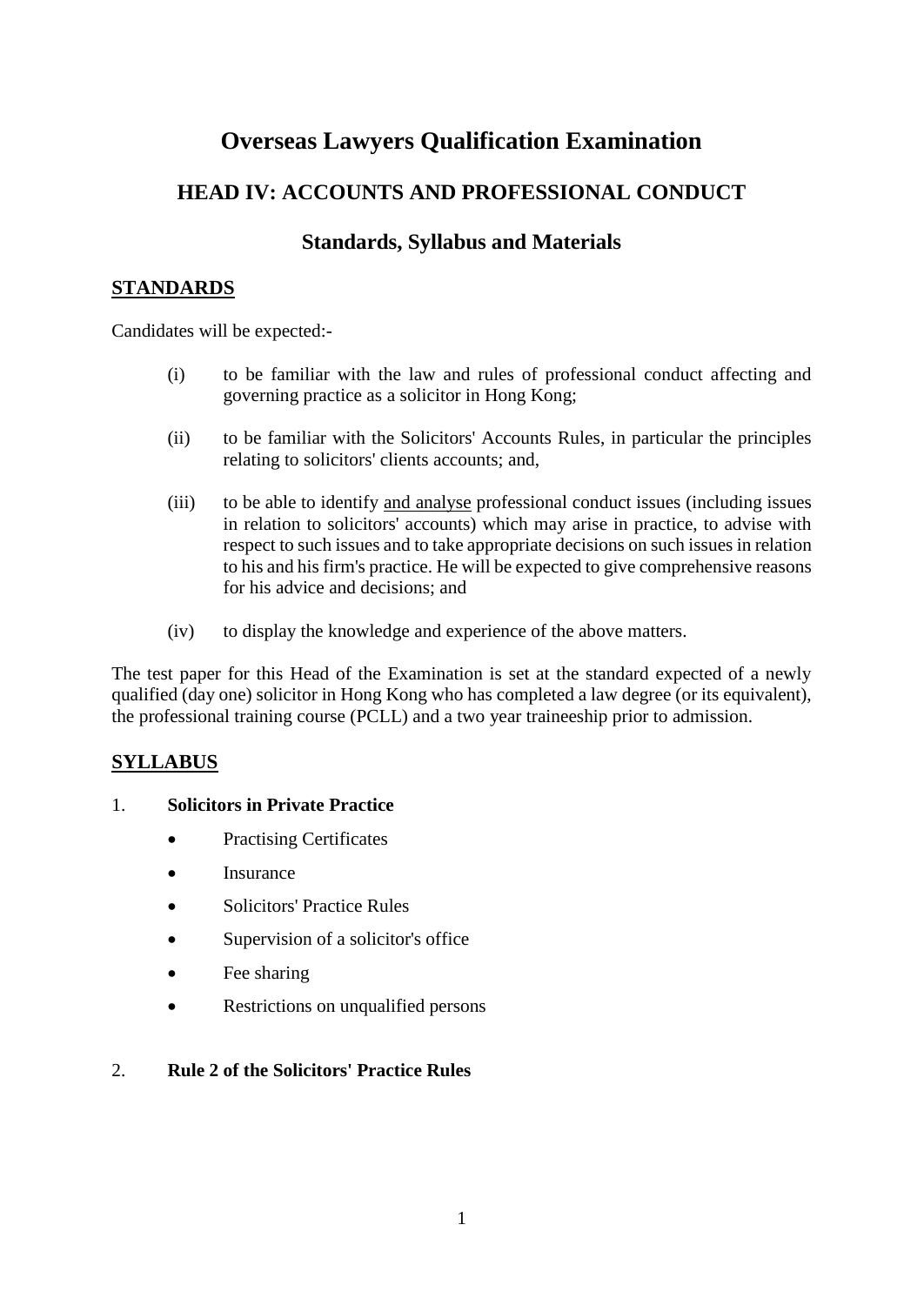# Overseas Lawyers Qualification Examination

## HEAD IV: ACCOUNTS AND PROFESSIONAL CONDUCT

### Standards, Syllabus and Materials

**STANDARDS**

Candidates will be expected:-

(i) to be familiar with the law and rules of professional conduct affecting and governing practice as a solicitor in Hong Kong;

(ii) to be familiar with the Solicitors' Accounts Rules, in particular the principles relating to solicitors' clients accounts; and,

(iii) to be able to identify and analyse professional conduct issues (including issues in relation to solicitors' accounts) which may arise in practice, to advise with respect to such issues and to take appropriate decisions on such issues in relation to his and his firm's practice. He will be expected to give comprehensive reasons for his advice and decisions; and

(iv) to display the knowledge and experience of the above matters.

The test paper for this Head of the Examination is set at the standard expected of a newly qualified (day one) solicitor in Hong Kong who has completed a law degree (or its equivalent), the professional training course (PCLL) and a two year traineeship prior to admission.

**SYLLABUS**

1. **Solicitors in Private Practice**
   - Practising Certificates
   - Insurance
   - Solicitors' Practice Rules
   - Supervision of a solicitor's office
   - Fee sharing
   - Restrictions on unqualified persons

2. **Rule 2 of the Solicitors' Practice Rules**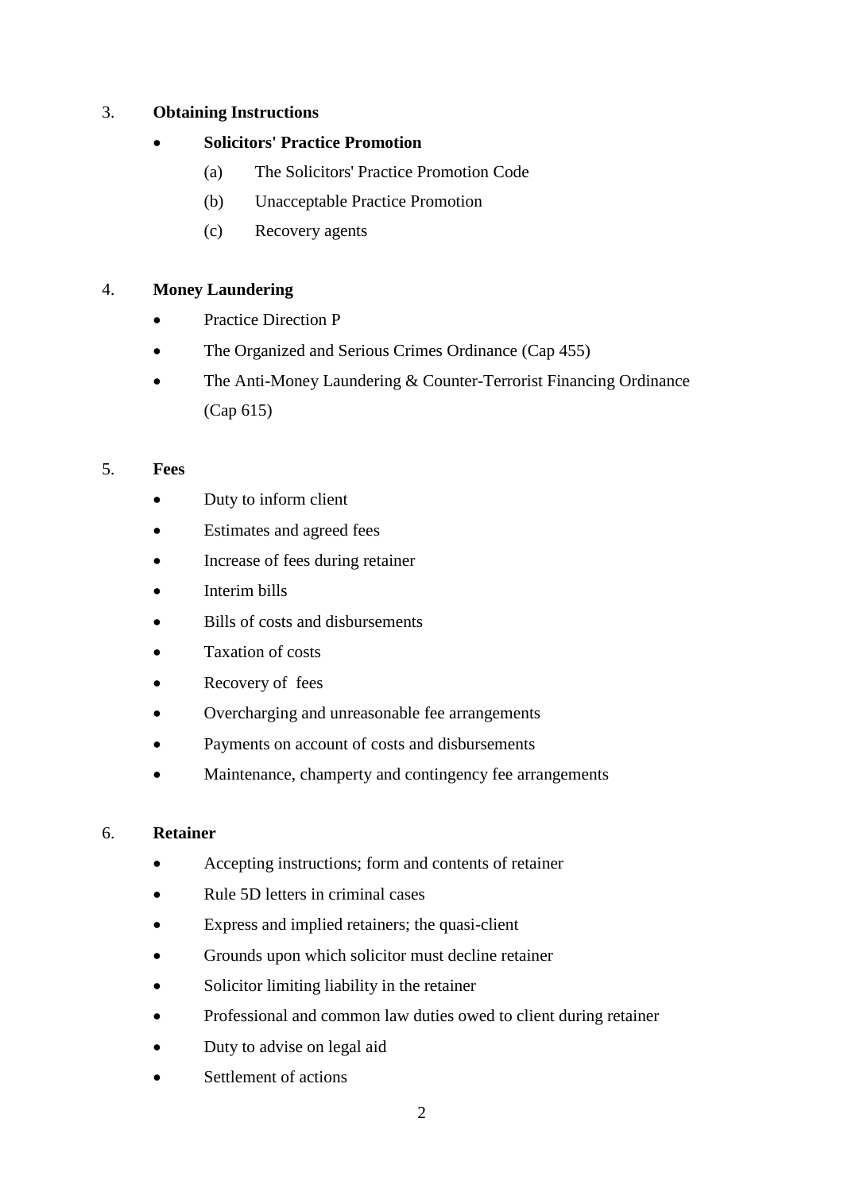3. **Obtaining Instructions**

- **Solicitors' Practice Promotion**
    - (a) The Solicitors' Practice Promotion Code
    - (b) Unacceptable Practice Promotion
    - (c) Recovery agents

4. **Money Laundering**

- Practice Direction P
- The Organized and Serious Crimes Ordinance (Cap 455)
- The Anti-Money Laundering & Counter-Terrorist Financing Ordinance (Cap 615)

5. **Fees**

- Duty to inform client
- Estimates and agreed fees
- Increase of fees during retainer
- Interim bills
- Bills of costs and disbursements
- Taxation of costs
- Recovery of fees
- Overcharging and unreasonable fee arrangements
- Payments on account of costs and disbursements
- Maintenance, champerty and contingency fee arrangements

6. **Retainer**

- Accepting instructions; form and contents of retainer
- Rule 5D letters in criminal cases
- Express and implied retainers; the quasi-client
- Grounds upon which solicitor must decline retainer
- Solicitor limiting liability in the retainer
- Professional and common law duties owed to client during retainer
- Duty to advise on legal aid
- Settlement of actions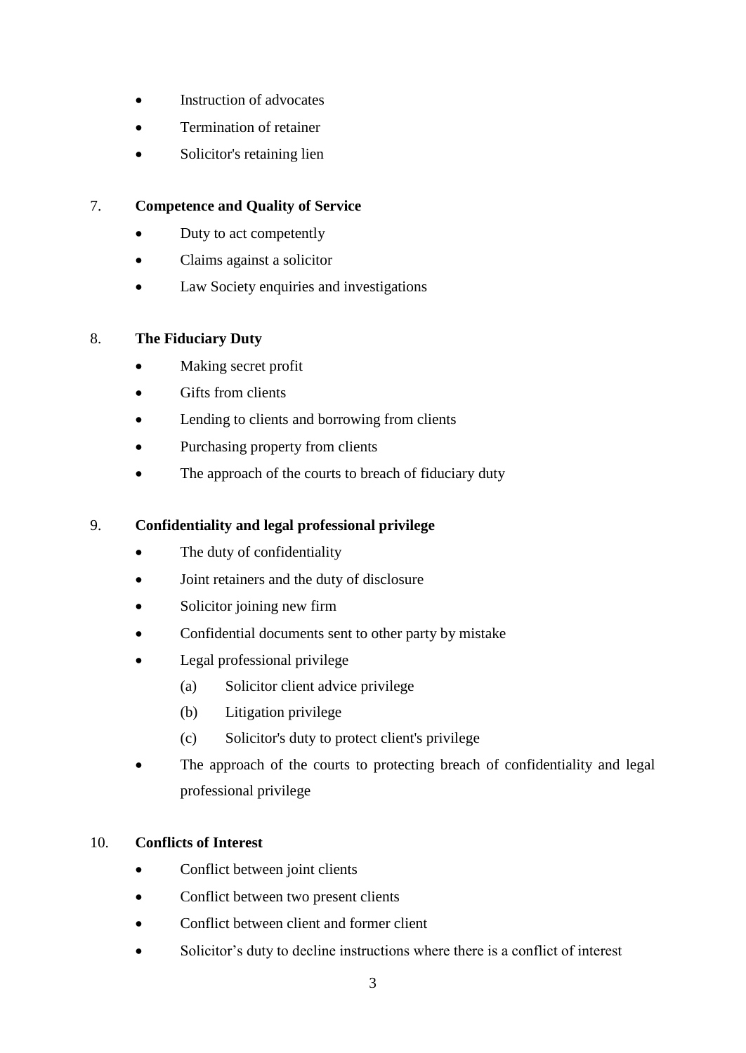- Instruction of advocates
- Termination of retainer
- Solicitor's retaining lien

7. **Competence and Quality of Service**

- Duty to act competently
- Claims against a solicitor
- Law Society enquiries and investigations

8. **The Fiduciary Duty**

- Making secret profit
- Gifts from clients
- Lending to clients and borrowing from clients
- Purchasing property from clients
- The approach of the courts to breach of fiduciary duty

9. **Confidentiality and legal professional privilege**

- The duty of confidentiality
- Joint retainers and the duty of disclosure
- Solicitor joining new firm
- Confidential documents sent to other party by mistake
- Legal professional privilege
    - (a) Solicitor client advice privilege
    - (b) Litigation privilege
    - (c) Solicitor's duty to protect client's privilege
- The approach of the courts to protecting breach of confidentiality and legal professional privilege

10. **Conflicts of Interest**

- Conflict between joint clients
- Conflict between two present clients
- Conflict between client and former client
- Solicitor’s duty to decline instructions where there is a conflict of interest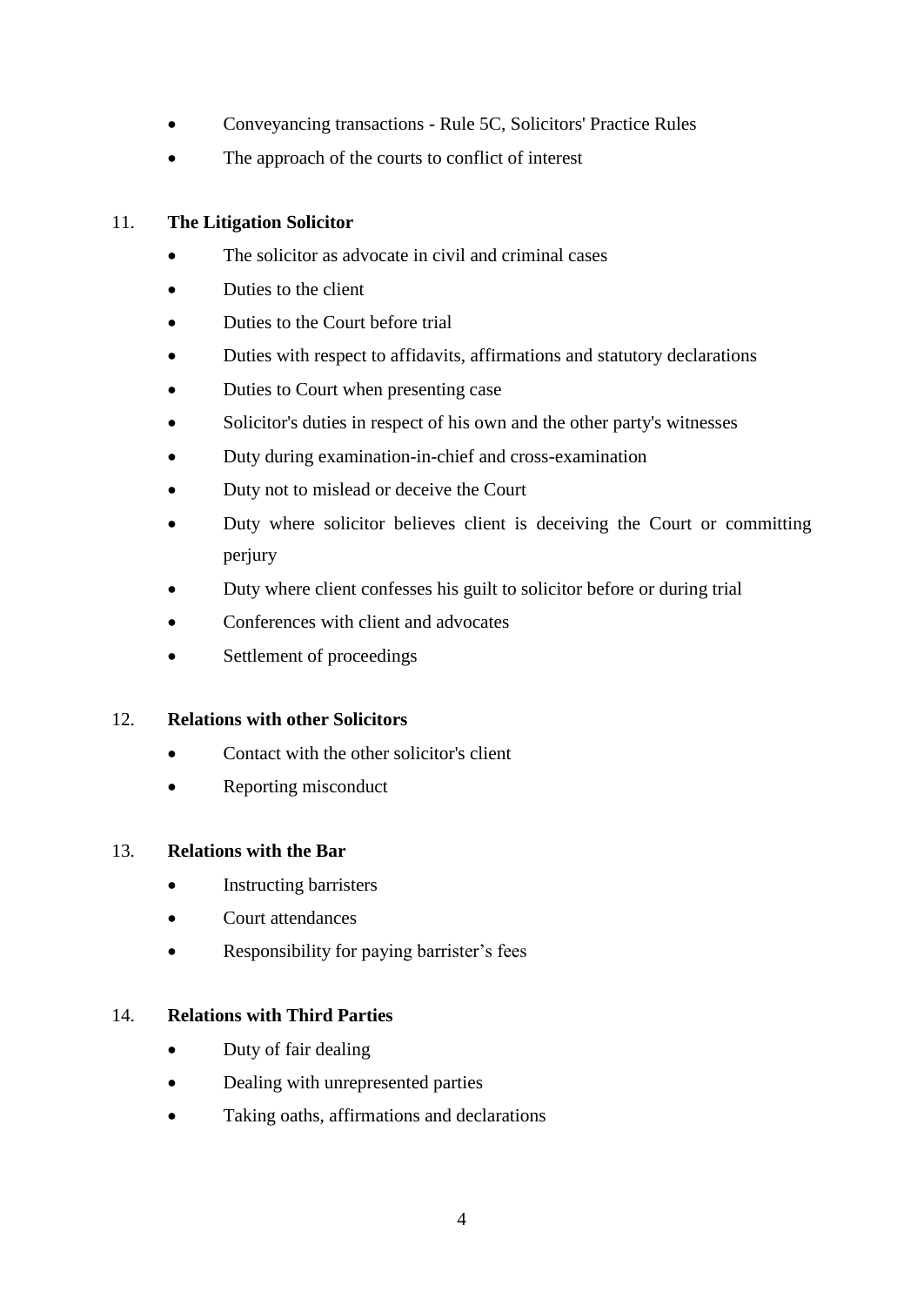- Conveyancing transactions - Rule 5C, Solicitors' Practice Rules
- The approach of the courts to conflict of interest

11. **The Litigation Solicitor**
    - The solicitor as advocate in civil and criminal cases
    - Duties to the client
    - Duties to the Court before trial
    - Duties with respect to affidavits, affirmations and statutory declarations
    - Duties to Court when presenting case
    - Solicitor's duties in respect of his own and the other party's witnesses
    - Duty during examination-in-chief and cross-examination
    - Duty not to mislead or deceive the Court
    - Duty where solicitor believes client is deceiving the Court or committing perjury
    - Duty where client confesses his guilt to solicitor before or during trial
    - Conferences with client and advocates
    - Settlement of proceedings

12. **Relations with other Solicitors**
    - Contact with the other solicitor's client
    - Reporting misconduct

13. **Relations with the Bar**
    - Instructing barristers
    - Court attendances
    - Responsibility for paying barrister's fees

14. **Relations with Third Parties**
    - Duty of fair dealing
    - Dealing with unrepresented parties
    - Taking oaths, affirmations and declarations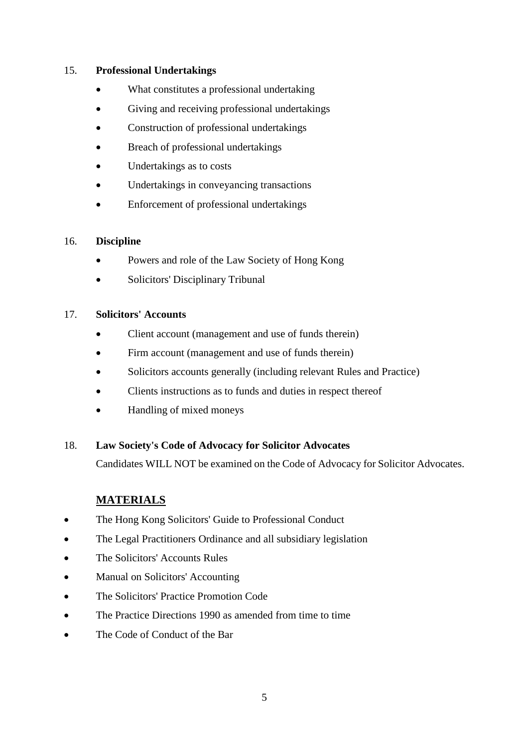15. **Professional Undertakings**

- What constitutes a professional undertaking
- Giving and receiving professional undertakings
- Construction of professional undertakings
- Breach of professional undertakings
- Undertakings as to costs
- Undertakings in conveyancing transactions
- Enforcement of professional undertakings

16. **Discipline**

- Powers and role of the Law Society of Hong Kong
- Solicitors' Disciplinary Tribunal

17. **Solicitors' Accounts**

- Client account (management and use of funds therein)
- Firm account (management and use of funds therein)
- Solicitors accounts generally (including relevant Rules and Practice)
- Clients instructions as to funds and duties in respect thereof
- Handling of mixed moneys

18. **Law Society's Code of Advocacy for Solicitor Advocates**

Candidates WILL NOT be examined on the Code of Advocacy for Solicitor Advocates.

## MATERIALS

- The Hong Kong Solicitors' Guide to Professional Conduct
- The Legal Practitioners Ordinance and all subsidiary legislation
- The Solicitors' Accounts Rules
- Manual on Solicitors' Accounting
- The Solicitors' Practice Promotion Code
- The Practice Directions 1990 as amended from time to time
- The Code of Conduct of the Bar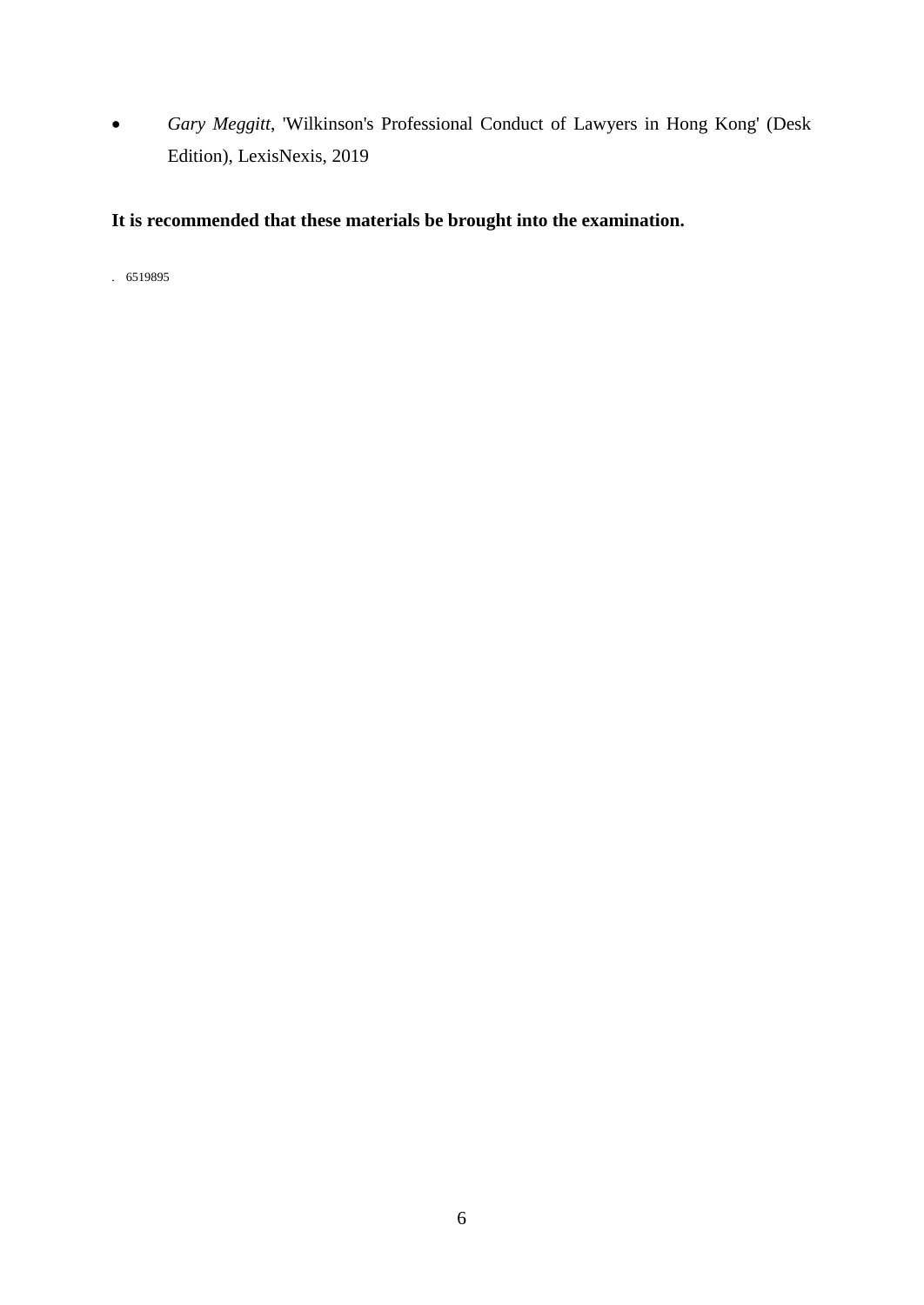- *Gary Meggitt*, 'Wilkinson's Professional Conduct of Lawyers in Hong Kong' (Desk Edition), LexisNexis, 2019

**It is recommended that these materials be brought into the examination.**

. 6519895